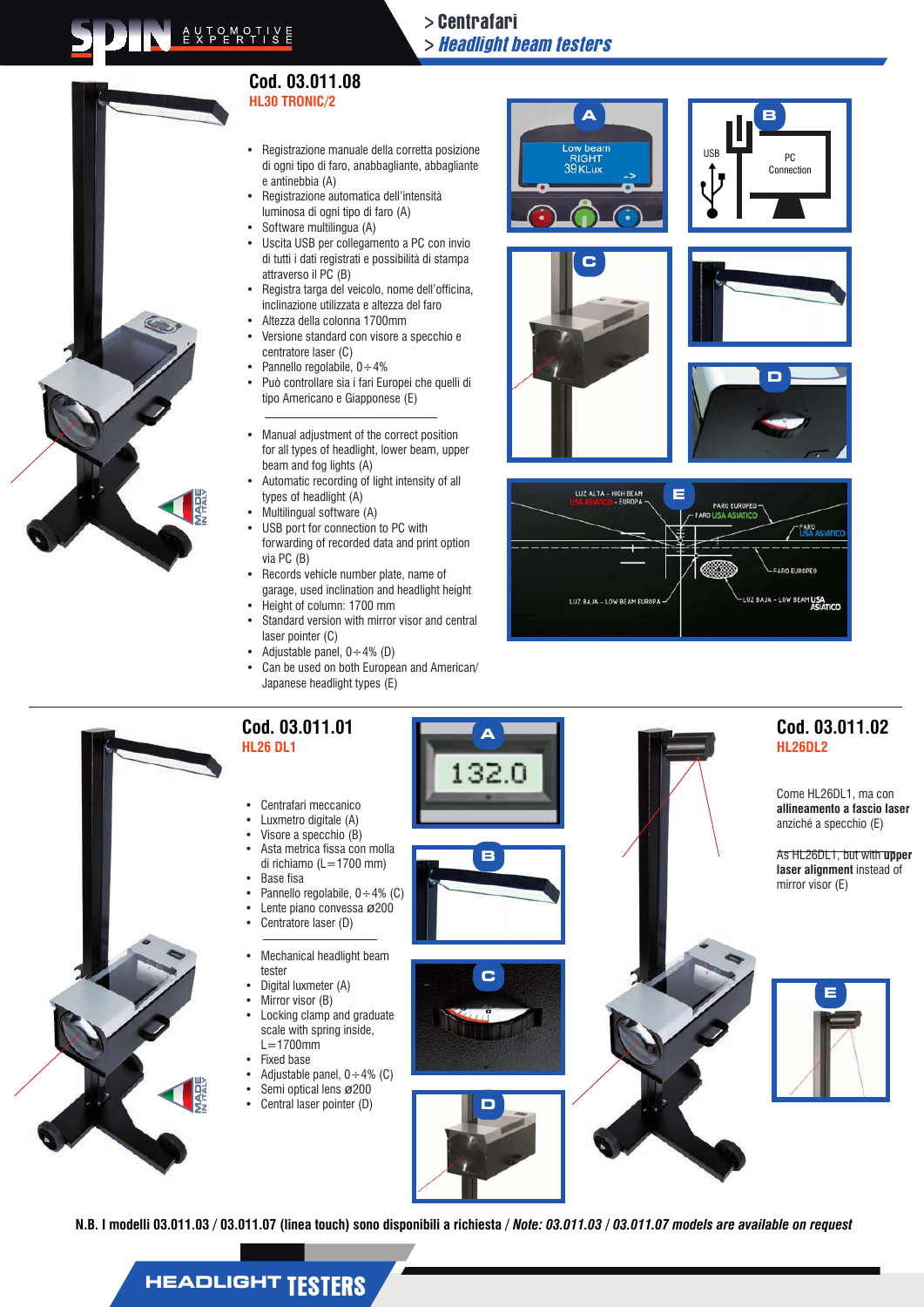> Centrafari
> *Headlight beam testers*

## Cod. 03.011.08

**HL30 TRONIC/2**

- Registrazione manuale della corretta posizione di ogni tipo di faro, anabbagliante, abbagliante e antinebbia (A)
- Registrazione automatica dell'intensità luminosa di ogni tipo di faro (A)
- Software multilingua (A)
- Uscita USB per collegamento a PC con invio di tutti i dati registrati e possibilità di stampa attraverso il PC (B)
- Registra targa del veicolo, nome dell'officina, inclinazione utilizzata e altezza del faro
- Altezza della colonna 1700mm
- Versione standard con visore a specchio e centratore laser (C)
- Pannello regolabile, 0÷4%
- Può controllare sia i fari Europei che quelli di tipo Americano e Giapponese (E)

---

- Manual adjustment of the correct position for all types of headlight, lower beam, upper beam and fog lights (A)
- Automatic recording of light intensity of all types of headlight (A)
- Multilingual software (A)
- USB port for connection to PC with forwarding of recorded data and print option via PC (B)
- Records vehicle number plate, name of garage, used inclination and headlight height
- Height of column: 1700 mm
- Standard version with mirror visor and central laser pointer (C)
- Adjustable panel, 0÷4% (D)
- Can be used on both European and American/Japanese headlight types (E)

## Cod. 03.011.01

**HL26 DL1**

- Centrafari meccanico
- Luxmetro digitale (A)
- Visore a specchio (B)
- Asta metrica fissa con molla di richiamo (L=1700 mm)
- Base fisa
- Pannello regolabile, 0÷4% (C)
- Lente piano convessa ø200
- Centratore laser (D)

---

- Mechanical headlight beam tester
- Digital luxmeter (A)
- Mirror visor (B)
- Locking clamp and graduate scale with spring inside, L=1700mm
- Fixed base
- Adjustable panel, 0÷4% (C)
- Semi optical lens ø200
- Central laser pointer (D)

## Cod. 03.011.02

**HL26DL2**

Come HL26DL1, ma con **allineamento a fascio laser** anziché a specchio (E)

As HL26DL1, but with **upper laser alignment** instead of mirror visor (E)

**N.B. I modelli 03.011.03 / 03.011.07 (linea touch) sono disponibili a richiesta / *Note: 03.011.03 / 03.011.07 models are available on request***

HEADLIGHT TESTERS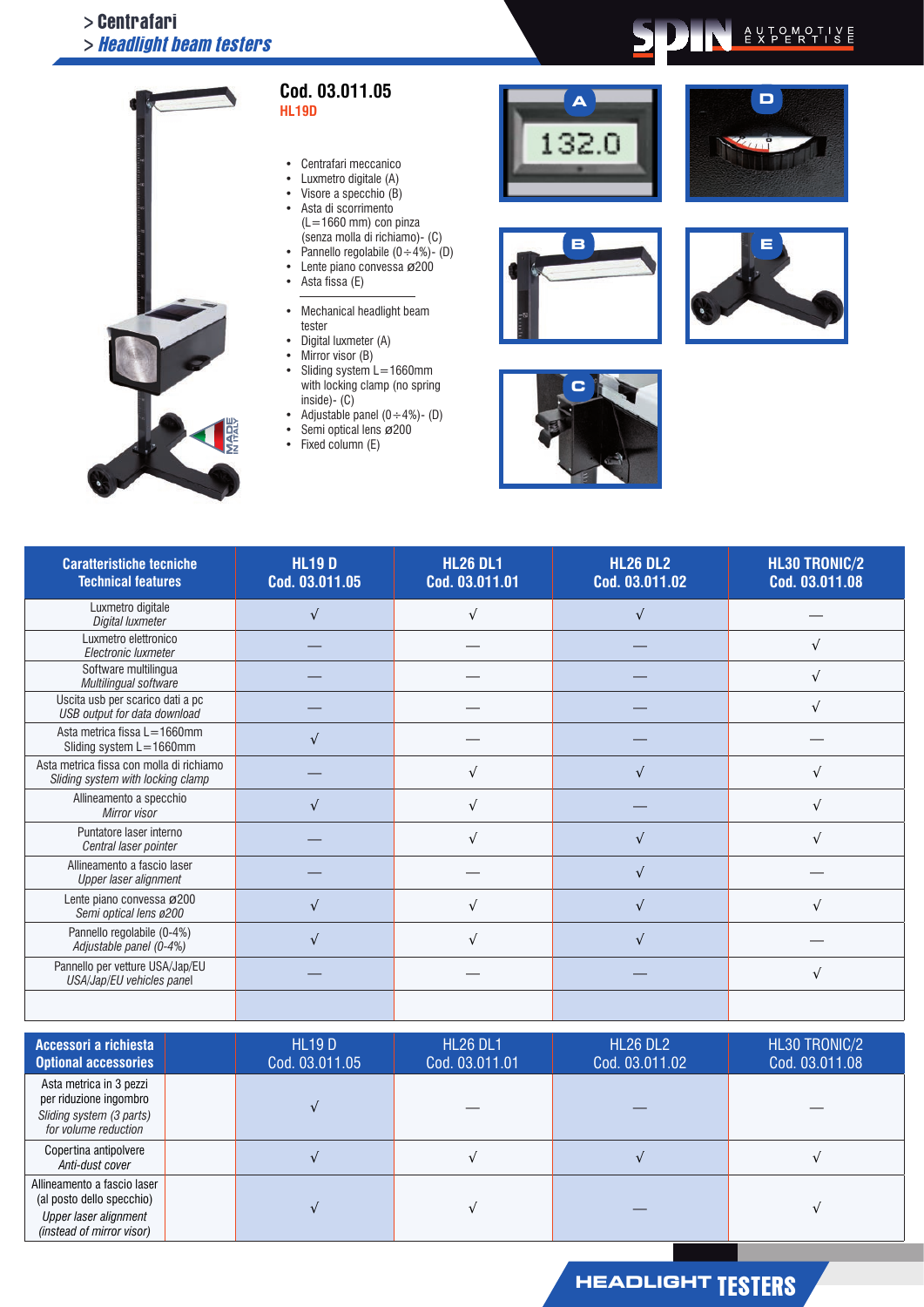> Centrafari
> *Headlight beam testers*

## Cod. 03.011.05

**HL19D**

- Centrafari meccanico
- Luxmetro digitale (A)
- Visore a specchio (B)
- Asta di scorrimento (L=1660 mm) con pinza (senza molla di richiamo)- (C)
- Pannello regolabile (0÷4%)- (D)
- Lente piano convessa ø200
- Asta fissa (E)

---

- Mechanical headlight beam tester
- Digital luxmeter (A)
- Mirror visor (B)
- Sliding system L=1660mm with locking clamp (no spring inside)- (C)
- Adjustable panel (0÷4%)- (D)
- Semi optical lens ø200
- Fixed column (E)

| Caratteristiche tecniche<br>Technical features | HL19 D<br>Cod. 03.011.05 | HL26 DL1<br>Cod. 03.011.01 | HL26 DL2<br>Cod. 03.011.02 | HL30 TRONIC/2<br>Cod. 03.011.08 |
|---|---|---|---|---|
| Luxmetro digitale<br>*Digital luxmeter* | √ | √ | √ | — |
| Luxmetro elettronico<br>*Electronic luxmeter* | — | — | — | √ |
| Software multilingua<br>*Multilingual software* | — | — | — | √ |
| Uscita usb per scarico dati a pc<br>*USB output for data download* | — | — | — | √ |
| Asta metrica fissa L=1660mm<br>Sliding system L=1660mm | √ | — | — | — |
| Asta metrica fissa con molla di richiamo<br>*Sliding system with locking clamp* | — | √ | √ | √ |
| Allineamento a specchio<br>*Mirror visor* | √ | √ | — | √ |
| Puntatore laser interno<br>*Central laser pointer* | — | √ | √ | √ |
| Allineamento a fascio laser<br>*Upper laser alignment* | — | — | √ | — |
| Lente piano convessa ø200<br>*Semi optical lens ø200* | √ | √ | √ | √ |
| Pannello regolabile (0-4%)<br>*Adjustable panel (0-4%)* | √ | √ | √ | — |
| Pannello per vetture USA/Jap/EU<br>*USA/Jap/EU vehicles panel* | — | — | — | √ |

| Accessori a richiesta<br>Optional accessories | HL19 D<br>Cod. 03.011.05 | HL26 DL1<br>Cod. 03.011.01 | HL26 DL2<br>Cod. 03.011.02 | HL30 TRONIC/2<br>Cod. 03.011.08 |
|---|---|---|---|---|
| Asta metrica in 3 pezzi per riduzione ingombro<br>*Sliding system (3 parts) for volume reduction* | √ | — | — | — |
| Copertina antipolvere<br>*Anti-dust cover* | √ | √ | √ | √ |
| Allineamento a fascio laser (al posto dello specchio)<br>*Upper laser alignment (instead of mirror visor)* | √ | √ | — | √ |

HEADLIGHT TESTERS